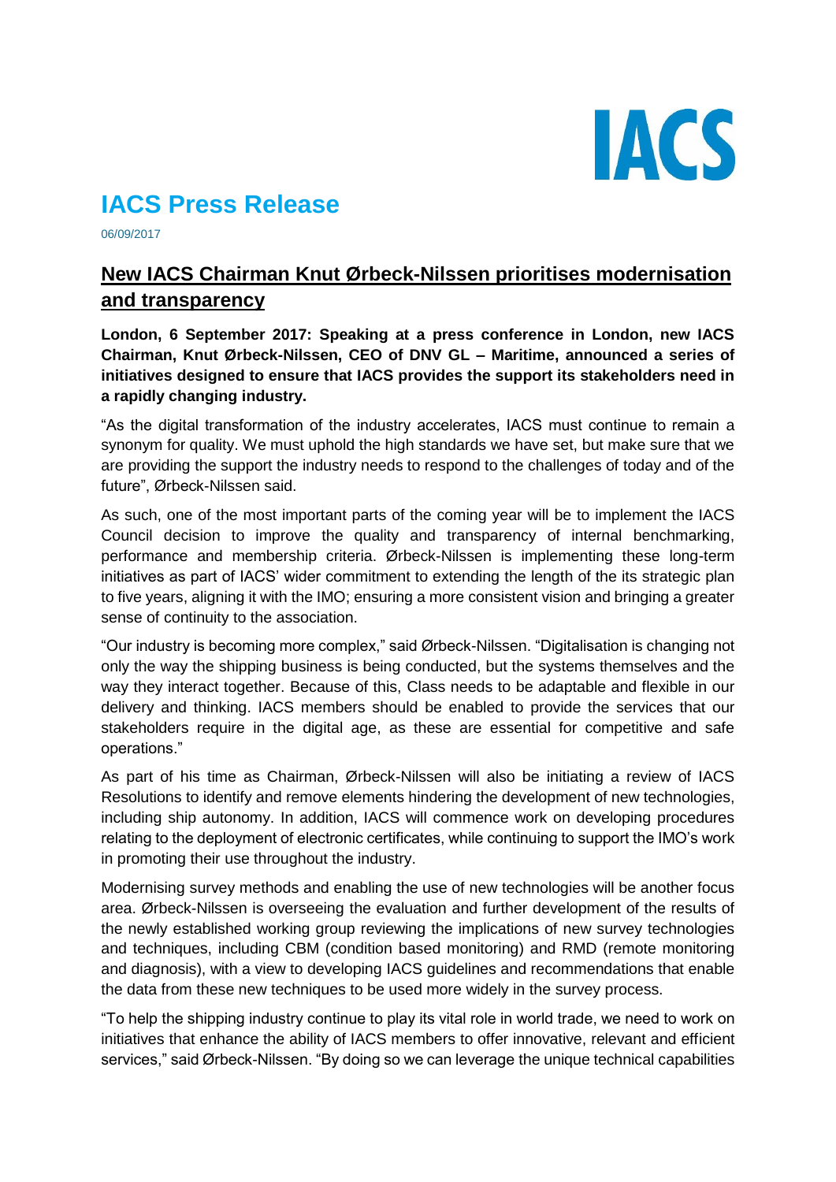# IACS Press Release

06/09/2017

## New IACS Chairman Knut Ørbeck-Nilssen prioritises modernisation and transparency

**London, 6 September 2017: Speaking at a press conference in London, new IACS Chairman, Knut Ørbeck-Nilssen, CEO of DNV GL – Maritime, announced a series of initiatives designed to ensure that IACS provides the support its stakeholders need in a rapidly changing industry.**

"As the digital transformation of the industry accelerates, IACS must continue to remain a synonym for quality. We must uphold the high standards we have set, but make sure that we are providing the support the industry needs to respond to the challenges of today and of the future", Ørbeck-Nilssen said.

As such, one of the most important parts of the coming year will be to implement the IACS Council decision to improve the quality and transparency of internal benchmarking, performance and membership criteria. Ørbeck-Nilssen is implementing these long-term initiatives as part of IACS' wider commitment to extending the length of the its strategic plan to five years, aligning it with the IMO; ensuring a more consistent vision and bringing a greater sense of continuity to the association.

"Our industry is becoming more complex," said Ørbeck-Nilssen. "Digitalisation is changing not only the way the shipping business is being conducted, but the systems themselves and the way they interact together. Because of this, Class needs to be adaptable and flexible in our delivery and thinking. IACS members should be enabled to provide the services that our stakeholders require in the digital age, as these are essential for competitive and safe operations."

As part of his time as Chairman, Ørbeck-Nilssen will also be initiating a review of IACS Resolutions to identify and remove elements hindering the development of new technologies, including ship autonomy. In addition, IACS will commence work on developing procedures relating to the deployment of electronic certificates, while continuing to support the IMO's work in promoting their use throughout the industry.

Modernising survey methods and enabling the use of new technologies will be another focus area. Ørbeck-Nilssen is overseeing the evaluation and further development of the results of the newly established working group reviewing the implications of new survey technologies and techniques, including CBM (condition based monitoring) and RMD (remote monitoring and diagnosis), with a view to developing IACS guidelines and recommendations that enable the data from these new techniques to be used more widely in the survey process.

"To help the shipping industry continue to play its vital role in world trade, we need to work on initiatives that enhance the ability of IACS members to offer innovative, relevant and efficient services," said Ørbeck-Nilssen. "By doing so we can leverage the unique technical capabilities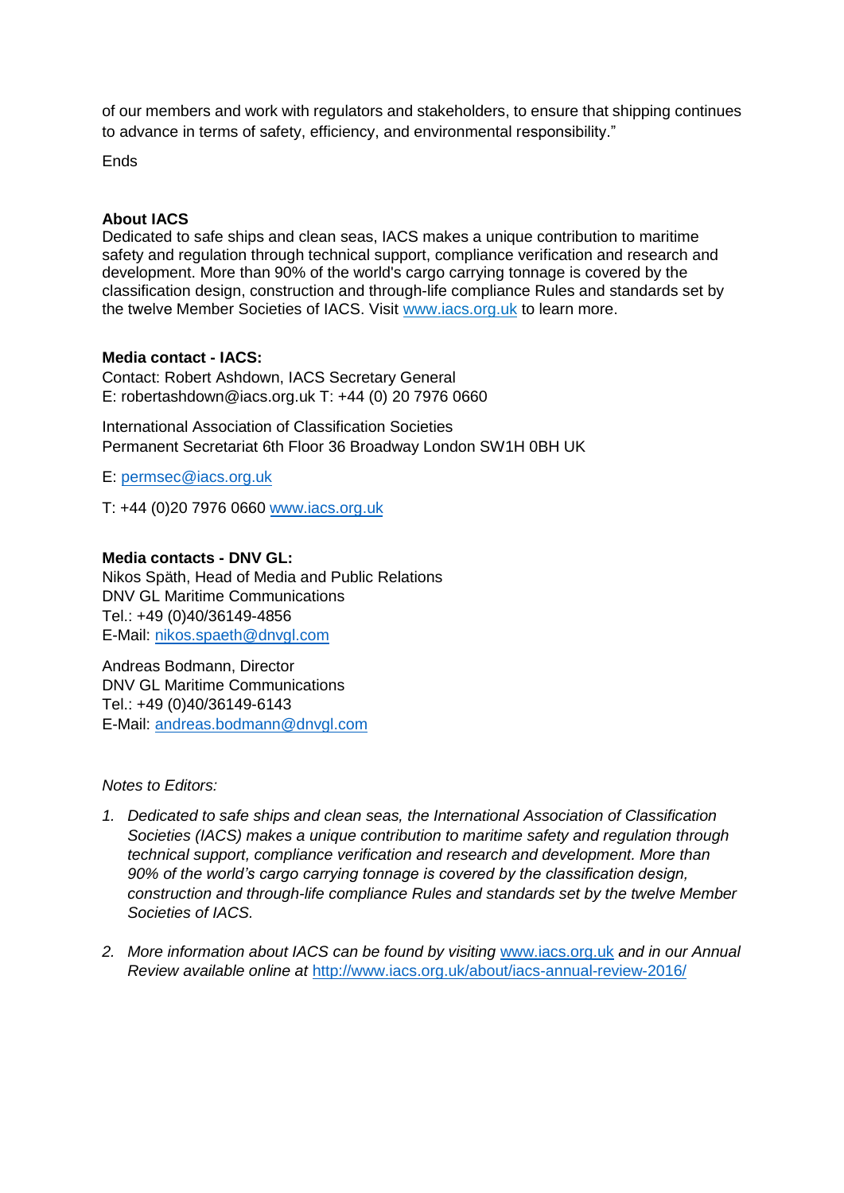of our members and work with regulators and stakeholders, to ensure that shipping continues to advance in terms of safety, efficiency, and environmental responsibility."

Ends

**About IACS**
Dedicated to safe ships and clean seas, IACS makes a unique contribution to maritime safety and regulation through technical support, compliance verification and research and development. More than 90% of the world's cargo carrying tonnage is covered by the classification design, construction and through-life compliance Rules and standards set by the twelve Member Societies of IACS. Visit www.iacs.org.uk to learn more.

**Media contact - IACS:**
Contact: Robert Ashdown, IACS Secretary General
E: robertashdown@iacs.org.uk T: +44 (0) 20 7976 0660

International Association of Classification Societies
Permanent Secretariat 6th Floor 36 Broadway London SW1H 0BH UK

E: permsec@iacs.org.uk

T: +44 (0)20 7976 0660 www.iacs.org.uk

**Media contacts - DNV GL:**
Nikos Späth, Head of Media and Public Relations
DNV GL Maritime Communications
Tel.: +49 (0)40/36149-4856
E-Mail: nikos.spaeth@dnvgl.com

Andreas Bodmann, Director
DNV GL Maritime Communications
Tel.: +49 (0)40/36149-6143
E-Mail: andreas.bodmann@dnvgl.com

*Notes to Editors:*

1. *Dedicated to safe ships and clean seas, the International Association of Classification Societies (IACS) makes a unique contribution to maritime safety and regulation through technical support, compliance verification and research and development. More than 90% of the world's cargo carrying tonnage is covered by the classification design, construction and through-life compliance Rules and standards set by the twelve Member Societies of IACS.*

2. *More information about IACS can be found by visiting www.iacs.org.uk and in our Annual Review available online at* http://www.iacs.org.uk/about/iacs-annual-review-2016/